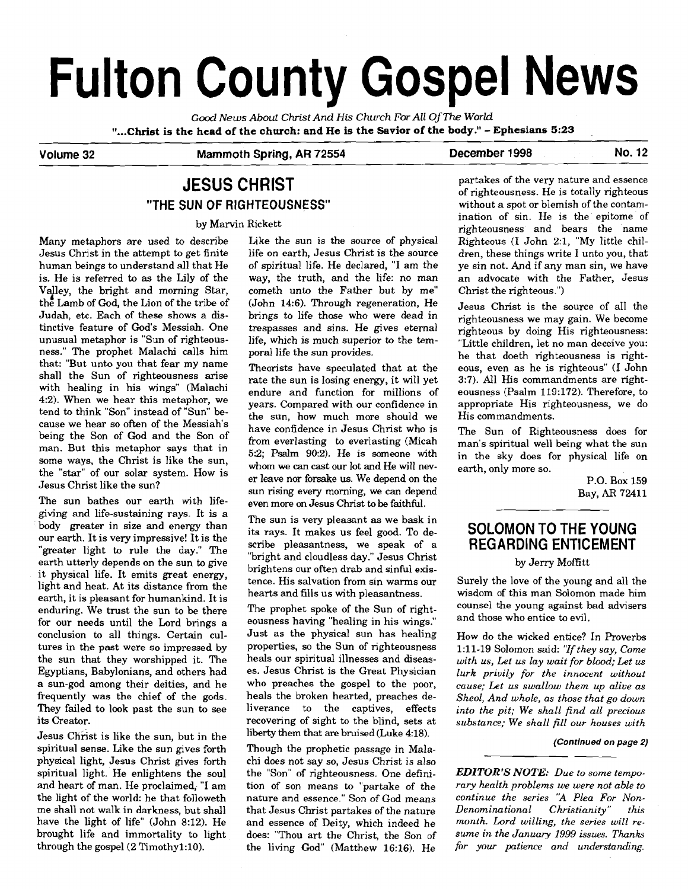# Fulton County Gospel News

*Good News About Christ And His Church For All Of The World*

**"...Christ is the head of the church: and He is the Savior of the body." - Ephesians 5:23**

**Volume 32 — Mammoth Spring, AR 72554 — December 1998 — No. 12**

## JESUS CHRIST
### "THE SUN OF RIGHTEOUSNESS"

by Marvin Rickett

Many metaphors are used to describe Jesus Christ in the attempt to get finite human beings to understand all that He is. He is referred to as the Lily of the Valley, the bright and morning Star, the Lamb of God, the Lion of the tribe of Judah, etc. Each of these shows a distinctive feature of God's Messiah. One unusual metaphor is "Sun of righteousness." The prophet Malachi calls him that: "But unto you that fear my name shall the Sun of righteousness arise with healing in his wings" (Malachi 4:2). When we hear this metaphor, we tend to think "Son" instead of "Sun" because we hear so often of the Messiah's being the Son of God and the Son of man. But this metaphor says that in some ways, the Christ is like the sun, the "star" of our solar system. How is Jesus Christ like the sun?

The sun bathes our earth with life-giving and life-sustaining rays. It is a body greater in size and energy than our earth. It is very impressive! It is the "greater light to rule the day." The earth utterly depends on the sun to give it physical life. It emits great energy, light and heat. At its distance from the earth, it is pleasant for humankind. It is enduring. We trust the sun to be there for our needs until the Lord brings a conclusion to all things. Certain cultures in the past were so impressed by the sun that they worshipped it. The Egyptians, Babylonians, and others had a sun-god among their deities, and he frequently was the chief of the gods. They failed to look past the sun to see its Creator.

Jesus Christ is like the sun, but in the spiritual sense. Like the sun gives forth physical light, Jesus Christ gives forth spiritual light. He enlightens the soul and heart of man. He proclaimed, "I am the light of the world: he that followeth me shall not walk in darkness, but shall have the light of life" (John 8:12). He brought life and immortality to light through the gospel (2 Timothy1:10).

Like the sun is the source of physical life on earth, Jesus Christ is the source of spiritual life. He declared, "I am the way, the truth, and the life: no man cometh unto the Father but by me" (John 14:6). Through regeneration, He brings to life those who were dead in trespasses and sins. He gives eternal life, which is much superior to the temporal life the sun provides.

Theorists have speculated that at the rate the sun is losing energy, it will yet endure and function for millions of years. Compared with our confidence in the sun, how much more should we have confidence in Jesus Christ who is from everlasting to everlasting (Micah 5:2; Psalm 90:2). He is someone with whom we can cast our lot and He will never leave nor forsake us. We depend on the sun rising every morning, we can depend even more on Jesus Christ to be faithful.

The sun is very pleasant as we bask in its rays. It makes us feel good. To describe pleasantness, we speak of a "bright and cloudless day." Jesus Christ brightens our often drab and sinful existence. His salvation from sin warms our hearts and fills us with pleasantness.

The prophet spoke of the Sun of righteousness having "healing in his wings." Just as the physical sun has healing properties, so the Sun of righteousness heals our spiritual illnesses and diseases. Jesus Christ is the Great Physician who preaches the gospel to the poor, heals the broken hearted, preaches deliverance to the captives, effects recovering of sight to the blind, sets at liberty them that are bruised (Luke 4:18).

Though the prophetic passage in Malachi does not say so, Jesus Christ is also the "Son" of righteousness. One definition of son means to "partake of the nature and essence." Son of God means that Jesus Christ partakes of the nature and essence of Deity, which indeed he does: "Thou art the Christ, the Son of the living God" (Matthew 16:16). He partakes of the very nature and essence of righteousness. He is totally righteous without a spot or blemish of the contamination of sin. He is the epitome of righteousness and bears the name Righteous (I John 2:1, "My little children, these things write I unto you, that ye sin not. And if any man sin, we have an advocate with the Father, Jesus Christ the righteous.")

Jesus Christ is the source of all the righteousness we may gain. We become righteous by doing His righteousness: "Little children, let no man deceive you: he that doeth righteousness is righteous, even as he is righteous" (I John 3:7). All His commandments are righteousness (Psalm 119:172). Therefore, to appropriate His righteousness, we do His commandments.

The Sun of Righteousness does for man's spiritual well being what the sun in the sky does for physical life on earth, only more so.

P.O. Box 159
Bay, AR 72411

## SOLOMON TO THE YOUNG REGARDING ENTICEMENT

by Jerry Moffitt

Surely the love of the young and all the wisdom of this man Solomon made him counsel the young against bad advisers and those who entice to evil.

How do the wicked entice? In Proverbs 1:11-19 Solomon said: *"If they say, Come with us, Let us lay wait for blood; Let us lurk privily for the innocent without cause; Let us swallow them up alive as Sheol, And whole, as those that go down into the pit; We shall find all precious substance; We shall fill our houses with*

***(Continued on page 2)***

***EDITOR'S NOTE:*** *Due to some temporary health problems we were not able to continue the series "A Plea For Non-Denominational Christianity" this month. Lord willing, the series will resume in the January 1999 issues. Thanks for your patience and understanding.*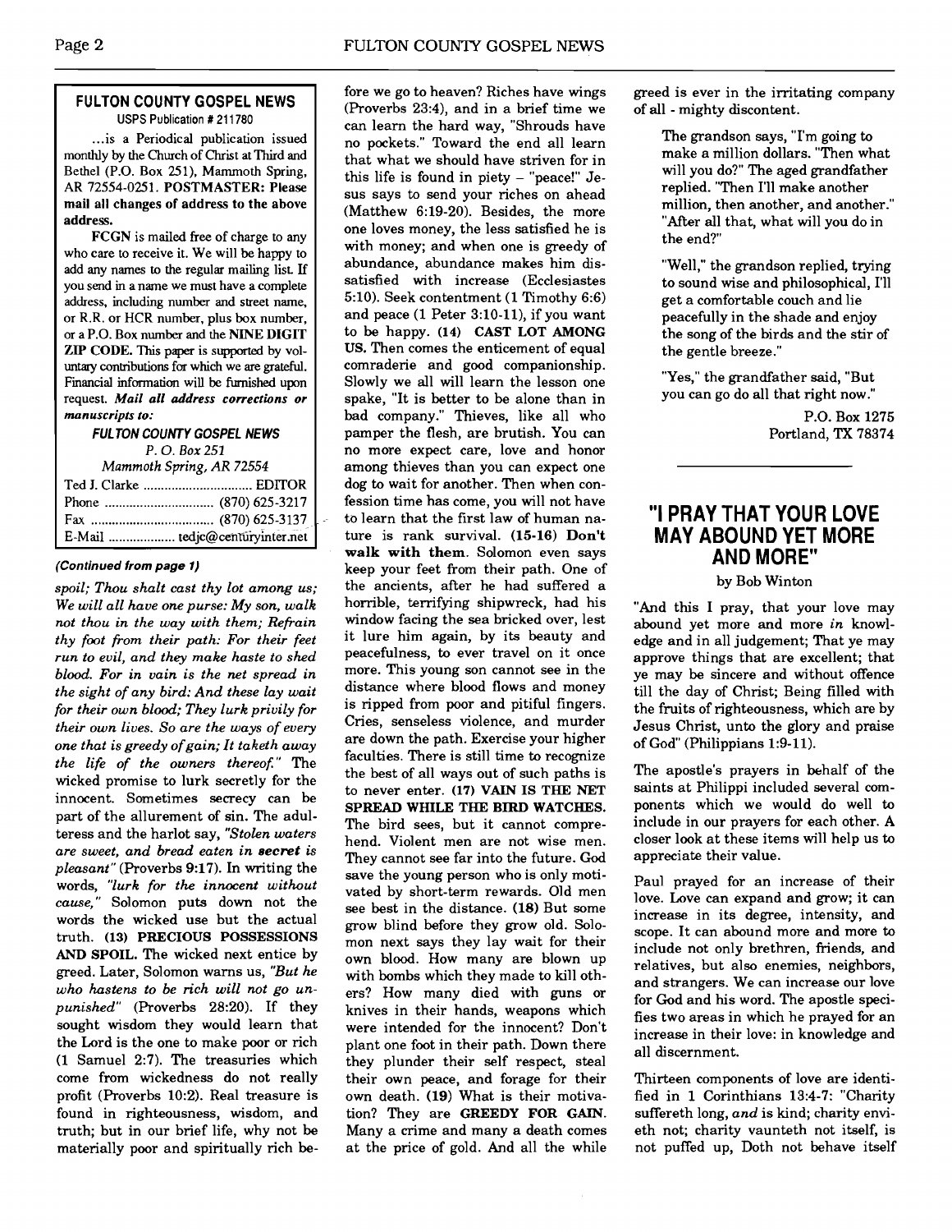## FULTON COUNTY GOSPEL NEWS

USPS Publication # 211780

...is a Periodical publication issued monthly by the Church of Christ at Third and Bethel (P.O. Box 251), Mammoth Spring, AR 72554-0251. **POSTMASTER: Please mail all changes of address to the above address.**

**FCGN** is mailed free of charge to any who care to receive it. We will be happy to add any names to the regular mailing list. If you send in a name we must have a complete address, including number and street name, or R.R. or HCR number, plus box number, or a P.O. Box number and the **NINE DIGIT ZIP CODE.** This paper is supported by voluntary contributions for which we are grateful. Financial information will be furnished upon request. ***Mail all address corrections or manuscripts to:***

***FULTON COUNTY GOSPEL NEWS***
*P. O. Box 251*
*Mammoth Spring, AR 72554*

Ted J. Clarke ............................ EDITOR
Phone ............................ (870) 625-3217
Fax ................................ (870) 625-3137
E-Mail .................. tedjc@centuryinter.net

***(Continued from page 1)***

*spoil; Thou shalt cast thy lot among us; We will all have one purse: My son, walk not thou in the way with them; Refrain thy foot from their path: For their feet run to evil, and they make haste to shed blood. For in vain is the net spread in the sight of any bird: And these lay wait for their own blood; They lurk privily for their own lives. So are the ways of every one that is greedy of gain; It taketh away the life of the owners thereof."* The wicked promise to lurk secretly for the innocent. Sometimes secrecy can be part of the allurement of sin. The adulteress and the harlot say, *"Stolen waters are sweet, and bread eaten in* ***secret*** *is pleasant"* (Proverbs 9:17). In writing the words, *"lurk for the innocent without cause,"* Solomon puts down not the words the wicked use but the actual truth. **(13) PRECIOUS POSSESSIONS AND SPOIL.** The wicked next entice by greed. Later, Solomon warns us, *"But he who hastens to be rich will not go unpunished"* (Proverbs 28:20). If they sought wisdom they would learn that the Lord is the one to make poor or rich (1 Samuel 2:7). The treasuries which come from wickedness do not really profit (Proverbs 10:2). Real treasure is found in righteousness, wisdom, and truth; but in our brief life, why not be materially poor and spiritually rich before we go to heaven? Riches have wings (Proverbs 23:4), and in a brief time we can learn the hard way, "Shrouds have no pockets." Toward the end all learn that what we should have striven for in this life is found in piety – "peace!" Jesus says to send your riches on ahead (Matthew 6:19-20). Besides, the more one loves money, the less satisfied he is with money; and when one is greedy of abundance, abundance makes him dissatisfied with increase (Ecclesiastes 5:10). Seek contentment (1 Timothy 6:6) and peace (1 Peter 3:10-11), if you want to be happy. **(14) CAST LOT AMONG US.** Then comes the enticement of equal comraderie and good companionship. Slowly we all will learn the lesson one spake, "It is better to be alone than in bad company." Thieves, like all who pamper the flesh, are brutish. You can no more expect care, love and honor among thieves than you can expect one dog to wait for another. Then when confession time has come, you will not have to learn that the first law of human nature is rank survival. **(15-16) Don't walk with them.** Solomon even says keep your feet from their path. One of the ancients, after he had suffered a horrible, terrifying shipwreck, had his window facing the sea bricked over, lest it lure him again, by its beauty and peacefulness, to ever travel on it once more. This young son cannot see in the distance where blood flows and money is ripped from poor and pitiful fingers. Cries, senseless violence, and murder are down the path. Exercise your higher faculties. There is still time to recognize the best of all ways out of such paths is to never enter. **(17) VAIN IS THE NET SPREAD WHILE THE BIRD WATCHES.** The bird sees, but it cannot comprehend. Violent men are not wise men. They cannot see far into the future. God save the young person who is only motivated by short-term rewards. Old men see best in the distance. **(18)** But some grow blind before they grow old. Solomon next says they lay wait for their own blood. How many are blown up with bombs which they made to kill others? How many died with guns or knives in their hands, weapons which were intended for the innocent? Don't plant one foot in their path. Down there they plunder their self respect, steal their own peace, and forage for their own death. **(19)** What is their motivation? They are **GREEDY FOR GAIN.** Many a crime and many a death comes at the price of gold. And all the while greed is ever in the irritating company of all - mighty discontent.

> The grandson says, "I'm going to make a million dollars. "Then what will you do?" The aged grandfather replied. "Then I'll make another million, then another, and another." "After all that, what will you do in the end?"
>
> "Well," the grandson replied, trying to sound wise and philosophical, I'll get a comfortable couch and lie peacefully in the shade and enjoy the song of the birds and the stir of the gentle breeze."
>
> "Yes," the grandfather said, "But you can go do all that right now."

P.O. Box 1275
Portland, TX 78374

---

## "I PRAY THAT YOUR LOVE MAY ABOUND YET MORE AND MORE"

by Bob Winton

"And this I pray, that your love may abound yet more and more *in* knowledge and in all judgement; That ye may approve things that are excellent; that ye may be sincere and without offence till the day of Christ; Being filled with the fruits of righteousness, which are by Jesus Christ, unto the glory and praise of God" (Philippians 1:9-11).

The apostle's prayers in behalf of the saints at Philippi included several components which we would do well to include in our prayers for each other. A closer look at these items will help us to appreciate their value.

Paul prayed for an increase of their love. Love can expand and grow; it can increase in its degree, intensity, and scope. It can abound more and more to include not only brethren, friends, and relatives, but also enemies, neighbors, and strangers. We can increase our love for God and his word. The apostle specifies two areas in which he prayed for an increase in their love: in knowledge and all discernment.

Thirteen components of love are identified in 1 Corinthians 13:4-7: "Charity suffereth long, *and* is kind; charity envieth not; charity vaunteth not itself, is not puffed up, Doth not behave itself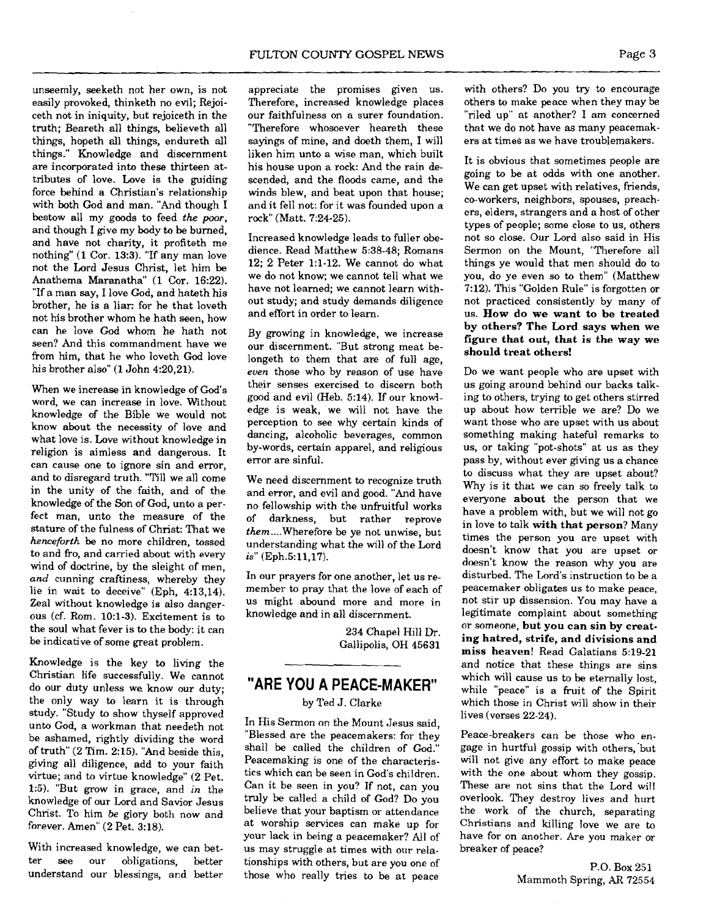unseemly, seeketh not her own, is not easily provoked, thinketh no evil; Rejoiceth not in iniquity, but rejoiceth in the truth; Beareth all things, believeth all things, hopeth all things, endureth all things." Knowledge and discernment are incorporated into these thirteen attributes of love. Love is the guiding force behind a Christian's relationship with both God and man. "And though I bestow all my goods to feed *the poor*, and though I give my body to be burned, and have not charity, it profiteth me nothing" (1 Cor. 13:3). "If any man love not the Lord Jesus Christ, let him be Anathema Maranatha" (1 Cor. 16:22). "If a man say, I love God, and hateth his brother, he is a liar: for he that loveth not his brother whom he hath seen, how can he love God whom he hath not seen? And this commandment have we from him, that he who loveth God love his brother also" (1 John 4:20,21).

When we increase in knowledge of God's word, we can increase in love. Without knowledge of the Bible we would not know about the necessity of love and what love is. Love without knowledge in religion is aimless and dangerous. It can cause one to ignore sin and error, and to disregard truth. "Till we all come in the unity of the faith, and of the knowledge of the Son of God, unto a perfect man, unto the measure of the stature of the fulness of Christ: That we *henceforth* be no more children, tossed to and fro, and carried about with every wind of doctrine, by the sleight of men, *and* cunning craftiness, whereby they lie in wait to deceive" (Eph, 4:13,14). Zeal without knowledge is also dangerous (cf. Rom. 10:1-3). Excitement is to the soul what fever is to the body: it can be indicative of some great problem.

Knowledge is the key to living the Christian life successfully. We cannot do our duty unless we know our duty; the only way to learn it is through study. "Study to show thyself approved unto God, a workman that needeth not be ashamed, rightly dividing the word of truth" (2 Tim. 2:15). "And beside this, giving all diligence, add to your faith virtue; and to virtue knowledge" (2 Pet. 1:5). "But grow in grace, and *in* the knowledge of our Lord and Savior Jesus Christ. To him *be* glory both now and forever. Amen" (2 Pet. 3:18).

With increased knowledge, we can better see our obligations, better understand our blessings, and better appreciate the promises given us. Therefore, increased knowledge places our faithfulness on a surer foundation. "Therefore whosoever heareth these sayings of mine, and doeth them, I will liken him unto a wise man, which built his house upon a rock: And the rain descended, and the floods came, and the winds blew, and beat upon that house; and it fell not: for it was founded upon a rock" (Matt. 7:24-25).

Increased knowledge leads to fuller obedience. Read Matthew 5:38-48; Romans 12; 2 Peter 1:1-12. We cannot do what we do not know; we cannot tell what we have not learned; we cannot learn without study; and study demands diligence and effort in order to learn.

By growing in knowledge, we increase our discernment. "But strong meat belongeth to them that are of full age, *even* those who by reason of use have their senses exercised to discern both good and evil (Heb. 5:14). If our knowledge is weak, we will not have the perception to see why certain kinds of dancing, alcoholic beverages, common by-words, certain apparel, and religious error are sinful.

We need discernment to recognize truth and error, and evil and good. "And have no fellowship with the unfruitful works of darkness, but rather reprove *them*....Wherefore be ye not unwise, but understanding what the will of the Lord *is*" (Eph.5:11,17).

In our prayers for one another, let us remember to pray that the love of each of us might abound more and more in knowledge and in all discernment.

234 Chapel Hill Dr.
Gallipolis, OH 45631

---

## "ARE YOU A PEACE-MAKER"

by Ted J. Clarke

In His Sermon on the Mount Jesus said, "Blessed are the peacemakers: for they shall be called the children of God." Peacemaking is one of the characteristics which can be seen in God's children. Can it be seen in you? If not, can you truly be called a child of God? Do you believe that your baptism or attendance at worship services can make up for your lack in being a peacemaker? All of us may struggle at times with our relationships with others, but are you one of those who really tries to be at peace with others? Do you try to encourage others to make peace when they may be "riled up" at another? I am concerned that we do not have as many peacemakers at times as we have troublemakers.

It is obvious that sometimes people are going to be at odds with one another. We can get upset with relatives, friends, co-workers, neighbors, spouses, preachers, elders, strangers and a host of other types of people; some close to us, others not so close. Our Lord also said in His Sermon on the Mount, "Therefore all things ye would that men should do to you, do ye even so to them" (Matthew 7:12). This "Golden Rule" is forgotten or not practiced consistently by many of us. **How do we want to be treated by others? The Lord says when we figure that out, that is the way we should treat others!**

Do we want people who are upset with us going around behind our backs talking to others, trying to get others stirred up about how terrible we are? Do we want those who are upset with us about something making hateful remarks to us, or taking "pot-shots" at us as they pass by, without ever giving us a chance to discuss what they are upset about? Why is it that we can so freely talk to everyone **about** the person that we have a problem with, but we will not go in love to talk **with that person**? Many times the person you are upset with doesn't know that you are upset or doesn't know the reason why you are disturbed. The Lord's instruction to be a peacemaker obligates us to make peace, not stir up dissension. You may have a legitimate complaint about something or someone, **but you can sin by creating hatred, strife, and divisions and miss heaven!** Read Galatians 5:19-21 and notice that these things are sins which will cause us to be eternally lost, while "peace" is a fruit of the Spirit which those in Christ will show in their lives (verses 22-24).

Peace-breakers can be those who engage in hurtful gossip with others, but will not give any effort to make peace with the one about whom they gossip. These are not sins that the Lord will overlook. They destroy lives and hurt the work of the church, separating Christians and killing love we are to have for on another. Are you maker or breaker of peace?

P.O. Box 251
Mammoth Spring, AR 72554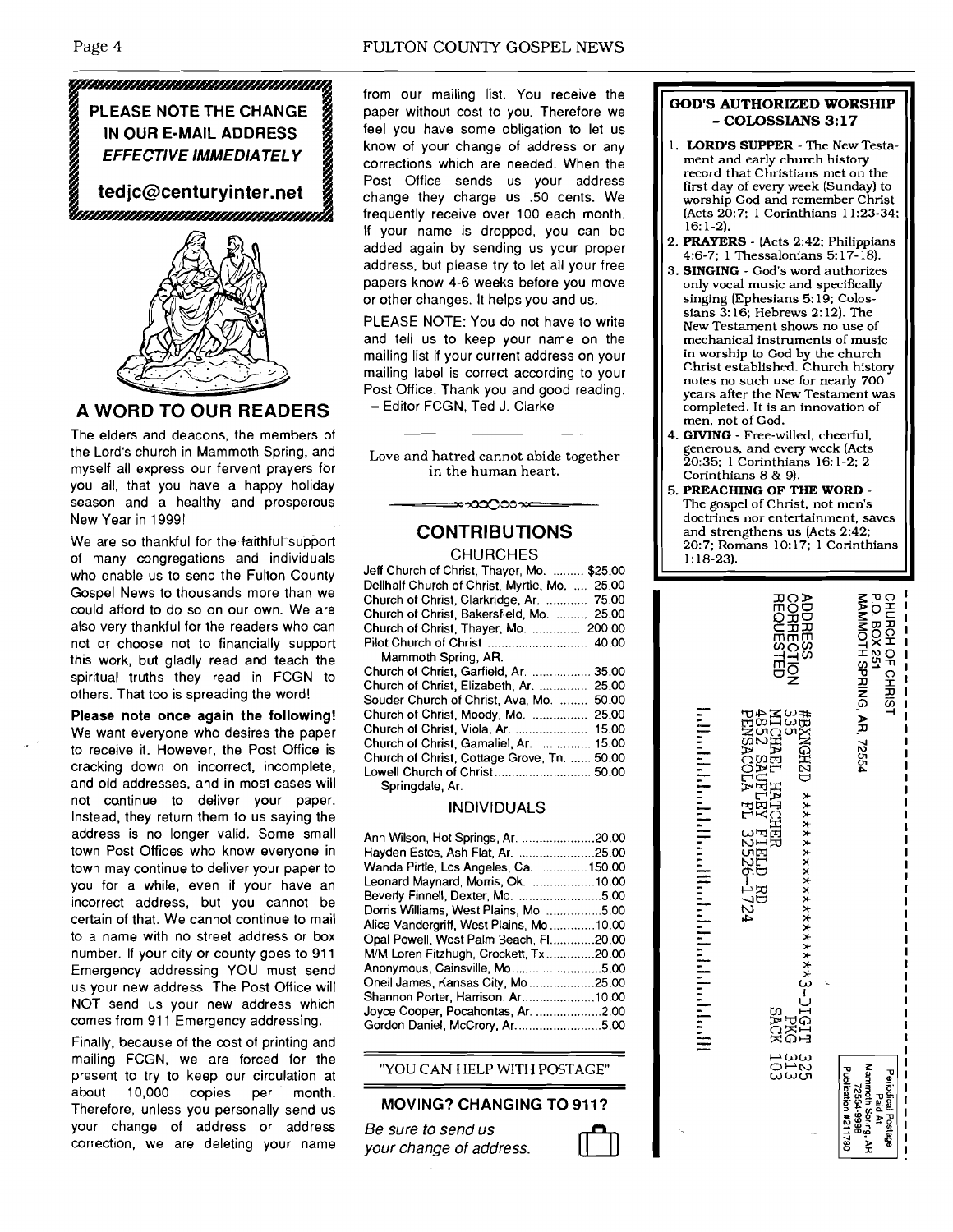**PLEASE NOTE THE CHANGE IN OUR E-MAIL ADDRESS**
***EFFECTIVE IMMEDIATELY***

**tedjc@centuryinter.net**

## A WORD TO OUR READERS

The elders and deacons, the members of the Lord's church in Mammoth Spring, and myself all express our fervent prayers for you all, that you have a happy holiday season and a healthy and prosperous New Year in 1999!

We are so thankful for the faithful support of many congregations and individuals who enable us to send the Fulton County Gospel News to thousands more than we could afford to do so on our own. We are also very thankful for the readers who can not or choose not to financially support this work, but gladly read and teach the spiritual truths they read in FCGN to others. That too is spreading the word!

**Please note once again the following!** We want everyone who desires the paper to receive it. However, the Post Office is cracking down on incorrect, incomplete, and old addresses, and in most cases will not continue to deliver your paper. Instead, they return them to us saying the address is no longer valid. Some small town Post Offices who know everyone in town may continue to deliver your paper to you for a while, even if your have an incorrect address, but you cannot be certain of that. We cannot continue to mail to a name with no street address or box number. If your city or county goes to 911 Emergency addressing YOU must send us your new address. The Post Office will NOT send us your new address which comes from 911 Emergency addressing.

Finally, because of the cost of printing and mailing FCGN, we are forced for the present to try to keep our circulation at about 10,000 copies per month. Therefore, unless you personally send us your change of address or address correction, we are deleting your name from our mailing list. You receive the paper without cost to you. Therefore we feel you have some obligation to let us know of your change of address or any corrections which are needed. When the Post Office sends us your address change they charge us .50 cents. We frequently receive over 100 each month. If your name is dropped, you can be added again by sending us your proper address, but please try to let all your free papers know 4-6 weeks before you move or other changes. It helps you and us.

PLEASE NOTE: You do not have to write and tell us to keep your name on the mailing list if your current address on your mailing label is correct according to your Post Office. Thank you and good reading. – Editor FCGN, Ted J. Clarke

Love and hatred cannot abide together in the human heart.

## CONTRIBUTIONS

### CHURCHES

| | |
|---|---|
| Jeff Church of Christ, Thayer, Mo. | $25.00 |
| Dellhalf Church of Christ, Myrtle, Mo. | 25.00 |
| Church of Christ, Clarkridge, Ar. | 75.00 |
| Church of Christ, Bakersfield, Mo. | 25.00 |
| Church of Christ, Thayer, Mo. | 200.00 |
| Pilot Church of Christ Mammoth Spring, AR. | 40.00 |
| Church of Christ, Garfield, Ar. | 35.00 |
| Church of Christ, Elizabeth, Ar. | 25.00 |
| Souder Church of Christ, Ava, Mo. | 50.00 |
| Church of Christ, Moody, Mo. | 25.00 |
| Church of Christ, Viola, Ar. | 15.00 |
| Church of Christ, Gamaliel, Ar. | 15.00 |
| Church of Christ, Cottage Grove, Tn. | 50.00 |
| Lowell Church of Christ Springdale, Ar. | 50.00 |

### INDIVIDUALS

| | |
|---|---|
| Ann Wilson, Hot Springs, Ar. | 20.00 |
| Hayden Estes, Ash Flat, Ar. | 25.00 |
| Wanda Pirtle, Los Angeles, Ca. | 150.00 |
| Leonard Maynard, Morris, Ok. | 10.00 |
| Beverly Finnell, Dexter, Mo. | 5.00 |
| Dorris Williams, West Plains, Mo | 5.00 |
| Alice Vandergrift, West Plains, Mo | 10.00 |
| Opal Powell, West Palm Beach, Fl. | 20.00 |
| M/M Loren Fitzhugh, Crockett, Tx | 20.00 |
| Anonymous, Cainsville, Mo | 5.00 |
| Oneil James, Kansas City, Mo | 25.00 |
| Shannon Porter, Harrison, Ar | 10.00 |
| Joyce Cooper, Pocahontas, Ar. | 2.00 |
| Gordon Daniel, McCrory, Ar. | 5.00 |

"YOU CAN HELP WITH POSTAGE"

### MOVING? CHANGING TO 911?

*Be sure to send us your change of address.*

### GOD'S AUTHORIZED WORSHIP - COLOSSIANS 3:17

1. **LORD'S SUPPER** - The New Testament and early church history record that Christians met on the first day of every week (Sunday) to worship God and remember Christ (Acts 20:7; 1 Corinthians 11:23-34; 16:1-2).
2. **PRAYERS** - (Acts 2:42; Philippians 4:6-7; 1 Thessalonians 5:17-18).
3. **SINGING** - God's word authorizes only vocal music and specifically singing (Ephesians 5:19; Colossians 3:16; Hebrews 2:12). The New Testament shows no use of mechanical instruments of music in worship to God by the church Christ established. Church history notes no such use for nearly 700 years after the New Testament was completed. It is an innovation of men, not of God.
4. **GIVING** - Free-willed, cheerful, generous, and every week (Acts 20:35; 1 Corinthians 16:1-2; 2 Corinthians 8 & 9).
5. **PREACHING OF THE WORD** - The gospel of Christ, not men's doctrines nor entertainment, saves and strengthens us (Acts 2:42; 20:7; Romans 10:17; 1 Corinthians 1:18-23).

CHURCH OF CHRIST
P.O. BOX 251
MAMMOTH SPRING, AR 72554

ADDRESS CORRECTION REQUESTED

Periodical Postage Paid At Mammoth Spring, AR 72554-9998 Publication #211780

#BXNGHZD ******************3-DIGIT 325
335 PKG 313
MICHAEL HATCHER SACK 103
4852 SAUFLEY FIELD RD
PENSACOLA FL 32526-1724